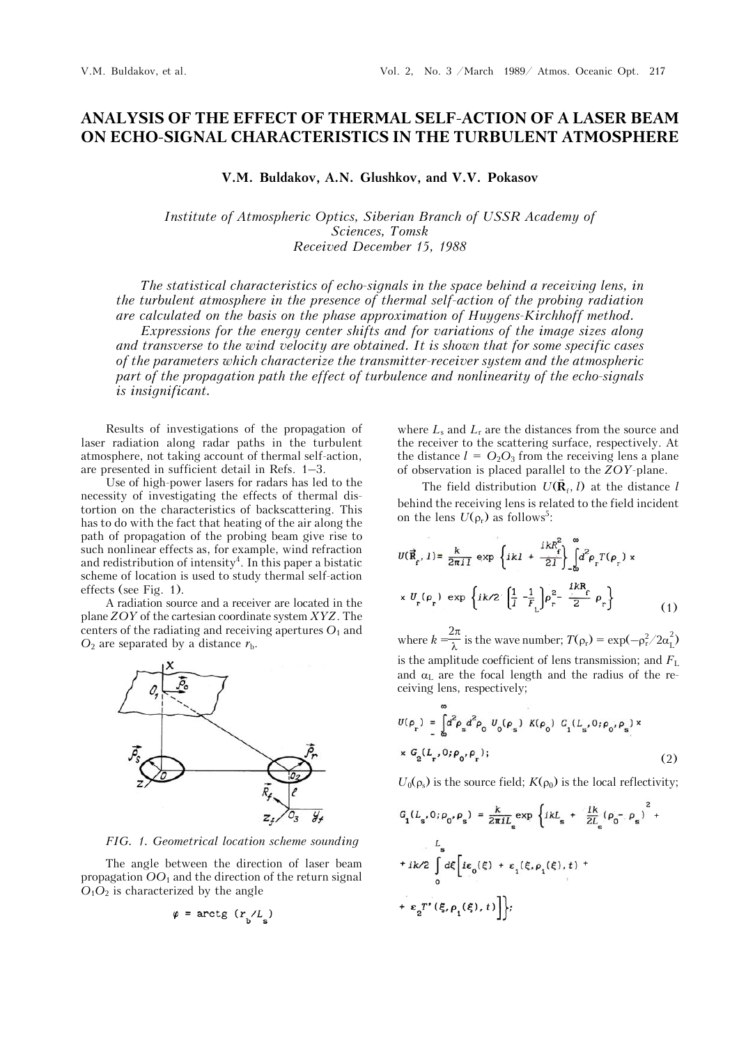# ANALYSIS OF THE EFFECT OF THERMAL SELF-ACTION OF A LASER BEAM ON ECHO-SIGNAL CHARACTERISTICS IN THE TURBULENT ATMOSPHERE

**V.M. Buldakov, A.N. Glushkov, and V.V. Pokasov**

*Institute of Atmospheric Optics, Siberian Branch of USSR Academy of Sciences, Tomsk*
*Received December 15, 1988*

*The statistical characteristics of echo-signals in the space behind a receiving lens, in the turbulent atmosphere in the presence of thermal self-action of the probing radiation are calculated on the basis on the phase approximation of Huygens-Kirchhoff method.*

*Expressions for the energy center shifts and for variations of the image sizes along and transverse to the wind velocity are obtained. It is shown that for some specific cases of the parameters which characterize the transmitter-receiver system and the atmospheric part of the propagation path the effect of turbulence and nonlinearity of the echo-signals is insignificant.*

Results of investigations of the propagation of laser radiation along radar paths in the turbulent atmosphere, not taking account of thermal self-action, are presented in sufficient detail in Refs. 1–3.

Use of high-power lasers for radars has led to the necessity of investigating the effects of thermal distortion on the characteristics of backscattering. This has to do with the fact that heating of the air along the path of propagation of the probing beam give rise to such nonlinear effects as, for example, wind refraction and redistribution of intensity[4]. In this paper a bistatic scheme of location is used to study thermal self-action effects (see Fig. 1).

A radiation source and a receiver are located in the plane $ZOY$ of the cartesian coordinate system $XYZ$. The centers of the radiating and receiving apertures $O_1$ and $O_2$ are separated by a distance $r_b$.

*FIG. 1. Geometrical location scheme sounding*

The angle between the direction of laser beam propagation $OO_1$ and the direction of the return signal $O_1O_2$ is characterized by the angle

$$\varphi = \text{arctg}\,(r_b/L_s)$$

where $L_s$ and $L_r$ are the distances from the source and the receiver to the scattering surface, respectively. At the distance $l = O_2O_3$ from the receiving lens a plane of observation is placed parallel to the $ZOY$-plane.

The field distribution $U(\vec{R}_f, l)$ at the distance $l$ behind the receiving lens is related to the field incident on the lens $U(\rho_r)$ as follows[5]:

$$U(\vec{R}_f, l) = \frac{k}{2\pi i l} \exp\left\{ikl + \frac{ikR_f^2}{2l}\right\} \int_{-\infty}^{\infty} d^2\rho_r T(\rho_r) \times U_r(\rho_r) \exp\left\{ik/2\left[\frac{1}{l} - \frac{1}{F_L}\right]\rho_r^2 - \frac{ikR_f}{2}\rho_r\right\} \tag{1}$$

where $k = \dfrac{2\pi}{\lambda}$ is the wave number; $T(\rho_r) = \exp(-\rho_r^2/2\alpha_L^2)$ is the amplitude coefficient of lens transmission; and $F_L$ and $\alpha_L$ are the focal length and the radius of the receiving lens, respectively;

$$U(\rho_r) = \int_{-\infty}^{\infty} d^2\rho_s d^2\rho_0\, U_0(\rho_s)\, K(\rho_0)\, G_1(L_s, 0; \rho_0, \rho_s) \times G_2(L_r, 0; \rho_0, \rho_r); \tag{2}$$

$U_0(\rho_s)$ is the source field; $K(\rho_0)$ is the local reflectivity;

$$G_1(L_s, 0; \rho_0, \rho_s) = \frac{k}{2\pi i L_s} \exp\left\{ikL_s + \frac{ik}{2L_s}(\rho_0 - \rho_s)^2 + ik/2\int_0^{L_s} d\xi\left[i\varepsilon_0(\xi) + \varepsilon_1(\xi, \rho_1(\xi), t) + \varepsilon_2 T'(\xi, \rho_1(\xi), t)\right]\right\};$$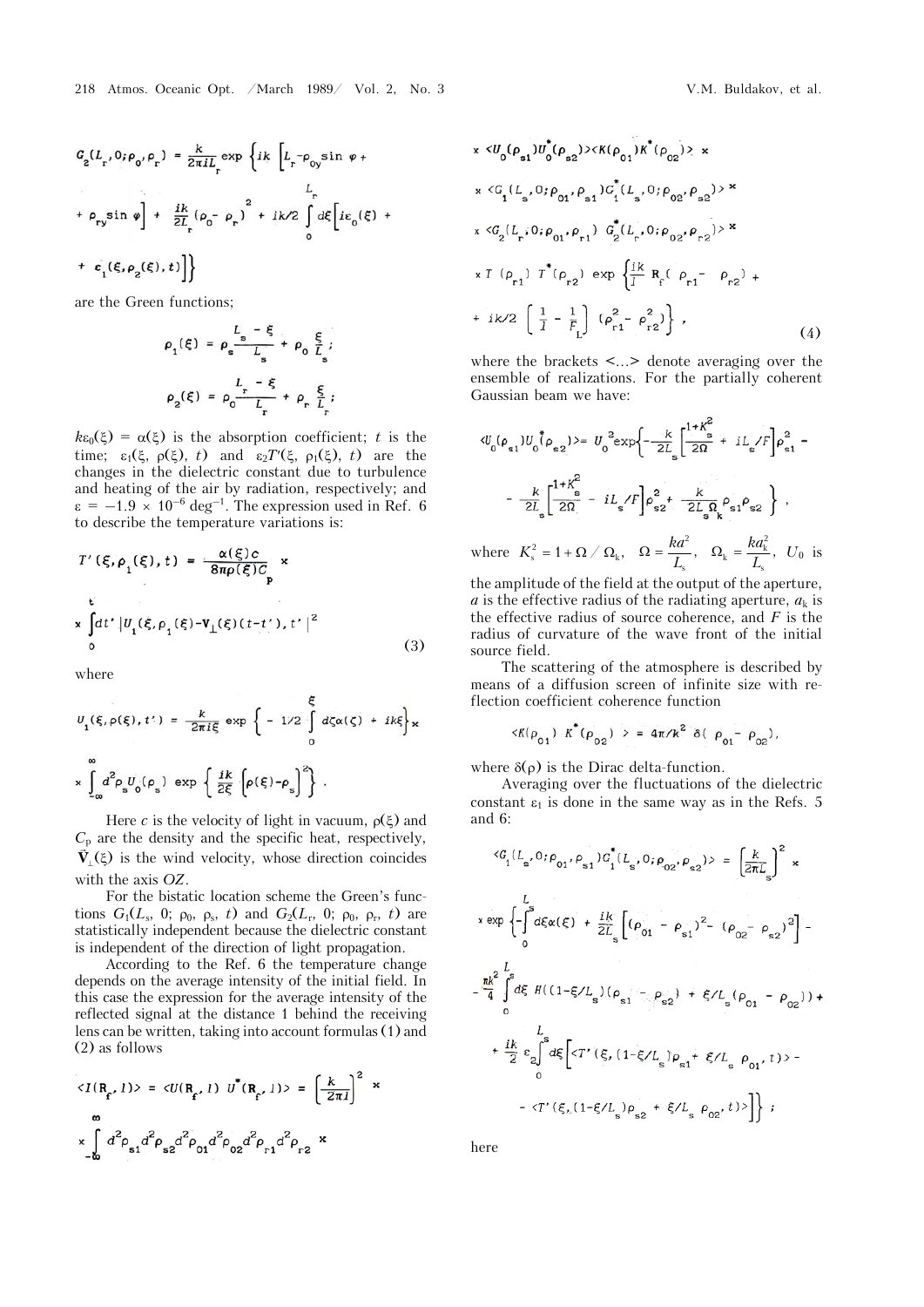$$G_2(L_r, 0; \rho_0, \rho_r) = \frac{k}{2\pi i L_r} \exp\left\{ ik \left[ L_r - \rho_{0y} \sin\varphi + \rho_{ry} \sin\varphi \right] + \frac{ik}{2L_r}(\rho_0 - \rho_r)^2 + ik/2 \int_0^{L_r} d\xi \left[ i\varepsilon_0(\xi) + \varepsilon_1(\xi, \rho_2(\xi), t) \right] \right\}$$

are the Green functions;

$$\rho_1(\xi) = \rho_s \frac{L_s - \xi}{L_s} + \rho_0 \frac{\xi}{L_s};$$

$$\rho_2(\xi) = \rho_0 \frac{L_r - \xi}{L_r} + \rho_r \frac{\xi}{L_r};$$

$k\varepsilon_0(\xi) = \alpha(\xi)$ is the absorption coefficient; $t$ is the time; $\varepsilon_1(\xi, \rho(\xi), t)$ and $\varepsilon_2 T'(\xi, \rho_1(\xi), t)$ are the changes in the dielectric constant due to turbulence and heating of the air by radiation, respectively; and $\varepsilon = -1.9 \times 10^{-6}\ \text{deg}^{-1}$. The expression used in Ref. 6 to describe the temperature variations is:

$$T'(\xi, \rho_1(\xi), t) = \frac{\alpha(\xi) c}{8\pi\rho(\xi) C_p} \times \int_0^t dt' \left| U_1(\xi, \rho_1(\xi) - \mathbf{V}_\perp(\xi)(t - t'), t') \right|^2 \tag{3}$$

where

$$U_1(\xi, \rho(\xi), t') = \frac{k}{2\pi i \xi} \exp\left\{ -1/2 \int_0^\xi d\zeta \alpha(\zeta) + ik\xi \right\} \times \int_{-\infty}^{\infty} d^2\rho_s U_0(\rho_s) \exp\left\{ \frac{ik}{2\xi} \left[ \rho(\xi) - \rho_s \right]^2 \right\}.$$

Here $c$ is the velocity of light in vacuum, $\rho(\xi)$ and $C_p$ are the density and the specific heat, respectively, $\vec{\mathbf{V}}_\perp(\xi)$ is the wind velocity, whose direction coincides with the axis $OZ$.

For the bistatic location scheme the Green's functions $G_1(L_s, 0; \rho_0, \rho_s, t)$ and $G_2(L_r, 0; \rho_0, \rho_r, t)$ are statistically independent because the dielectric constant is independent of the direction of light propagation.

According to the Ref. 6 the temperature change depends on the average intensity of the initial field. In this case the expression for the average intensity of the reflected signal at the distance 1 behind the receiving lens can be written, taking into account formulas (1) and (2) as follows

$$\langle I(\mathbf{R}_f, l) \rangle = \langle U(\mathbf{R}_f, l)\, U^*(\mathbf{R}_f, l) \rangle = \left( \frac{k}{2\pi l} \right)^2 \times \int_{-\infty}^{\infty} d^2\rho_{s1} d^2\rho_{s2} d^2\rho_{01} d^2\rho_{02} d^2\rho_{r1} d^2\rho_{r2} \times$$

$$\times \langle U_0(\rho_{s1}) U_0^*(\rho_{s2}) \rangle \langle K(\rho_{01}) K^*(\rho_{02}) \rangle \times$$

$$\times \langle G_1(L_s, 0; \rho_{01}, \rho_{s1}) G_1^*(L_s, 0; \rho_{02}, \rho_{s2}) \rangle \times$$

$$\times \langle G_2(L_r, 0; \rho_{01}, \rho_{r1})\, G_2^*(L_r, 0; \rho_{02}, \rho_{r2}) \rangle \times$$

$$\times T(\rho_{r1})\, T^*(\rho_{r2}) \exp\left\{ \frac{ik}{l} \mathbf{R}_f(\rho_{r1} - \rho_{r2}) + ik/2 \left[ \frac{1}{l} - \frac{1}{F_L} \right] (\rho_{r1}^2 - \rho_{r2}^2) \right\}, \tag{4}$$

where the brackets $\langle ... \rangle$ denote averaging over the ensemble of realizations. For the partially coherent Gaussian beam we have:

$$\langle U_0(\rho_{s1}) U_0^*(\rho_{s2}) \rangle = U_0^2 \exp\left\{ -\frac{k}{2L_s} \left[ \frac{1 + K_s^2}{2\Omega} + iL_s/F \right] \rho_{s1}^2 - \frac{k}{2L_s} \left[ \frac{1 + K_s^2}{2\Omega} - iL_s/F \right] \rho_{s2}^2 + \frac{k}{2L_s \Omega_k} \rho_{s1} \rho_{s2} \right\},$$

where $K_s^2 = 1 + \Omega / \Omega_k$, $\Omega = \dfrac{ka^2}{L_s}$, $\Omega_k = \dfrac{ka_k^2}{L_s}$, $U_0$ is the amplitude of the field at the output of the aperture, $a$ is the effective radius of the radiating aperture, $a_k$ is the effective radius of source coherence, and $F$ is the radius of curvature of the wave front of the initial source field.

The scattering of the atmosphere is described by means of a diffusion screen of infinite size with reflection coefficient coherence function

$$\langle K(\rho_{01})\, K^*(\rho_{02}) \rangle = 4\pi/k^2\, \delta(\rho_{01} - \rho_{02}),$$

where $\delta(\rho)$ is the Dirac delta-function.

Averaging over the fluctuations of the dielectric constant $\varepsilon_1$ is done in the same way as in the Refs. 5 and 6:

$$\langle G_1(L_s, 0; \rho_{01}, \rho_{s1}) G_1^*(L_s, 0; \rho_{02}, \rho_{s2}) \rangle = \left( \frac{k}{2\pi L_s} \right)^2 \times$$

$$\times \exp\left\{ -\int_0^{L_s} d\xi \alpha(\xi) + \frac{ik}{2L_s} \left[ (\rho_{01} - \rho_{s1})^2 - (\rho_{02} - \rho_{s2})^2 \right] - \frac{\pi k^2}{4} \int_0^{L_s} d\xi\, H((1 - \xi/L_s)(\rho_{s1} - \rho_{s2}) + \xi/L_s(\rho_{01} - \rho_{02})) + \frac{ik}{2} \varepsilon_2 \int_0^{L_s} d\xi \left[ \langle T'(\xi, (1 - \xi/L_s)\rho_{s1} + \xi/L_s\, \rho_{01}, t) \rangle - \langle T'(\xi, (1 - \xi/L_s)\rho_{s2} + \xi/L_s\, \rho_{02}, t) \rangle \right] \right\};$$

here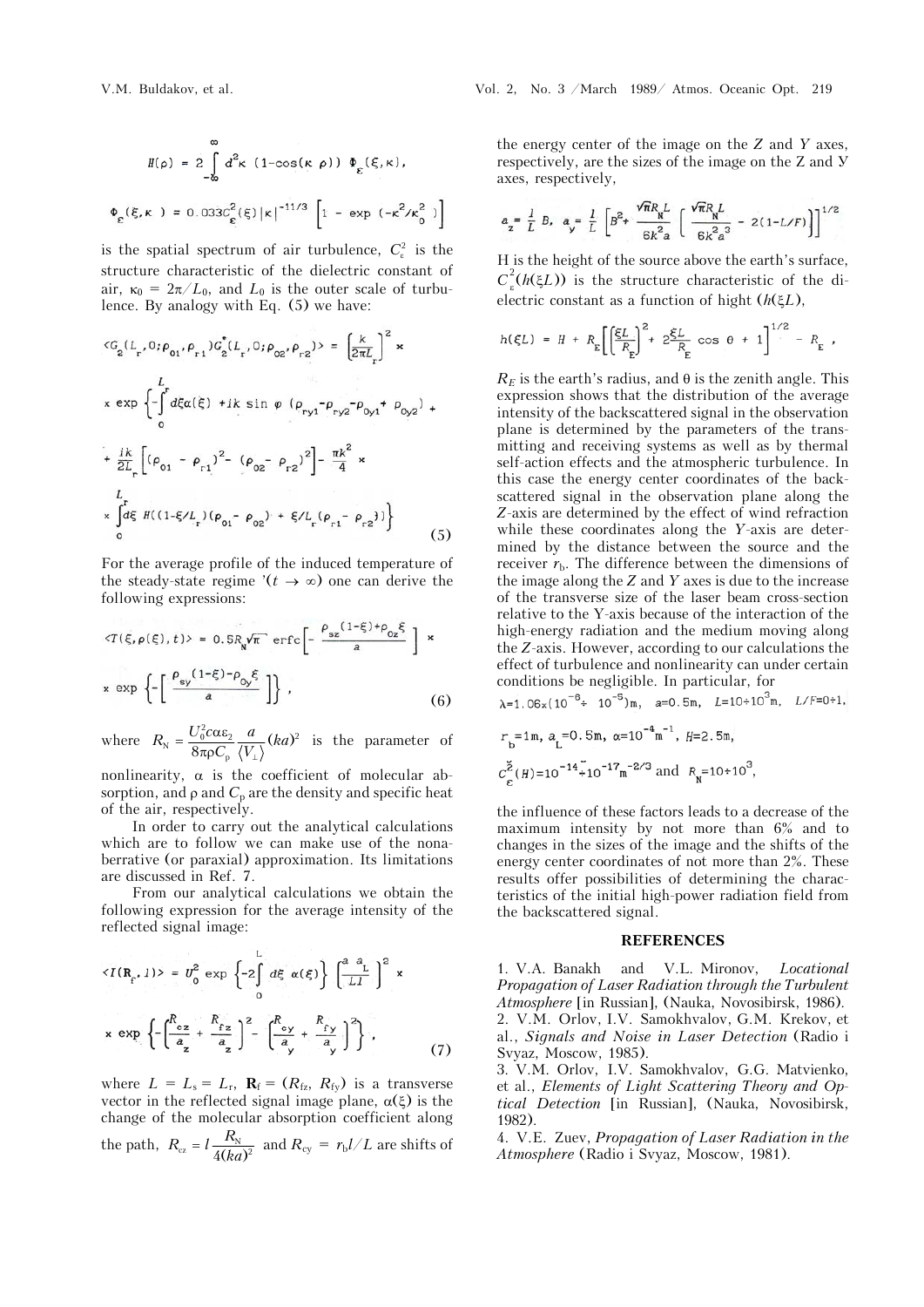$$H(\rho) = 2\int_{-\infty}^{\infty} d^2\kappa\,(1-\cos(\kappa\,\rho))\,\Phi_\varepsilon(\xi,\kappa),$$

$$\Phi_\varepsilon(\xi,\kappa) = 0.033C_\varepsilon^2(\xi)\,|\kappa|^{-11/3}\left[1-\exp(-\kappa^2/\kappa_0^2)\right]$$

is the spatial spectrum of air turbulence, $C_\varepsilon^2$ is the structure characteristic of the dielectric constant of air, $\kappa_0 = 2\pi/L_0$, and $L_0$ is the outer scale of turbulence. By analogy with Eq. (5) we have:

$$\langle G_2(L_r,0;\rho_{01},\rho_{r1})G_2^*(L_r,0;\rho_{02},\rho_{r2})\rangle = \left[\frac{k}{2\pi L_r}\right]^2 \times$$
$$\times \exp\left\{-\int_0^{L_r} d\xi\alpha(\xi) + ik\sin\varphi\,(\rho_{ry1}-\rho_{ry2}-\rho_{0y1}+\rho_{0y2}) + \right.$$
$$+ \frac{ik}{2L_r}\left[(\rho_{01}-\rho_{r1})^2-(\rho_{02}-\rho_{r2})^2\right] - \frac{\pi k^2}{4}\times$$
$$\left.\times\int_0^{L_r} d\xi\, H((1-\xi/L_r)(\rho_{01}-\rho_{02}) + \xi/L_r(\rho_{r1}-\rho_{r2}))\right\} \qquad (5)$$

For the average profile of the induced temperature of the steady-state regime $(t\to\infty)$ one can derive the following expressions:

$$\langle T(\xi,\rho(\xi),t)\rangle = 0.5R_N\sqrt{\pi}\ \mathrm{erfc}\left[-\frac{\rho_{sz}(1-\xi)+\rho_{0z}\xi}{a}\right]\times$$
$$\times\exp\left\{-\left[\frac{\rho_{sy}(1-\xi)-\rho_{0y}\xi}{a}\right]\right\}, \qquad (6)$$

where $R_N = \dfrac{U_0^2 c\alpha\varepsilon_2}{8\pi\rho C_p}\dfrac{a}{\langle V_\perp\rangle}(ka)^2$ is the parameter of nonlinearity, $\alpha$ is the coefficient of molecular absorption, and $\rho$ and $C_p$ are the density and specific heat of the air, respectively.

In order to carry out the analytical calculations which are to follow we can make use of the nonaberrative (or paraxial) approximation. Its limitations are discussed in Ref. 7.

From our analytical calculations we obtain the following expression for the average intensity of the reflected signal image:

$$\langle I(\mathbf{R}_f,l)\rangle = U_0^2\exp\left\{-2\int_0^L d\xi\,\alpha(\xi)\right\}\left(\frac{a\,a_L}{Ll}\right)^2\times$$
$$\times\exp\left\{-\left(\frac{R_{cz}}{a_z}+\frac{R_{fz}}{a_z}\right)^2-\left(\frac{R_{cy}}{a_y}+\frac{R_{fy}}{a_y}\right)^2\right\}, \qquad (7)$$

where $L = L_s = L_r$, $\mathbf{R}_f = (R_{fz}, R_{fy})$ is a transverse vector in the reflected signal image plane, $\alpha(\xi)$ is the change of the molecular absorption coefficient along the path, $R_{cz} = l\dfrac{R_N}{4(ka)^2}$ and $R_{cy} = r_b l/L$ are shifts of the energy center of the image on the $Z$ and $Y$ axes, respectively, are the sizes of the image on the Z and Y axes, respectively,

$$a_z = \frac{l}{L}B,\quad a_y = \frac{l}{L}\left[B^2+\frac{\sqrt{\pi}R_N L}{6k^2a}\left[\frac{\sqrt{\pi}R_N L}{6k^2a^3}-2(1-L/F)\right]\right]^{1/2}$$

H is the height of the source above the earth's surface, $C_\varepsilon^2(h(\xi L))$ is the structure characteristic of the dielectric constant as a function of hight ($h(\xi L)$),

$$h(\xi L) = H + R_E\left[\left[\frac{\xi L}{R_E}\right]^2 + 2\frac{\xi L}{R_E}\cos\theta + 1\right]^{1/2} - R_E,$$

$R_E$ is the earth's radius, and $\theta$ is the zenith angle. This expression shows that the distribution of the average intensity of the backscattered signal in the observation plane is determined by the parameters of the transmitting and receiving systems as well as by thermal self-action effects and the atmospheric turbulence. In this case the energy center coordinates of the backscattered signal in the observation plane along the $Z$-axis are determined by the effect of wind refraction while these coordinates along the $Y$-axis are determined by the distance between the source and the receiver $r_b$. The difference between the dimensions of the image along the $Z$ and $Y$ axes is due to the increase of the transverse size of the laser beam cross-section relative to the Y-axis because of the interaction of the high-energy radiation and the medium moving along the $Z$-axis. However, according to our calculations the effect of turbulence and nonlinearity can under certain conditions be negligible. In particular, for

$\lambda = 1.06\times(10^{-6}\div10^{-5})$ m, $a = 0.5$ m, $L = 10\div10^3$ m, $L/F = 0\div1$,

$r_b = 1$ m, $a_L = 0.5$ m, $\alpha = 10^{-4}$ m$^{-1}$, $H = 2.5$ m,

$C_\varepsilon^2(H) = 10^{-14}\div10^{-17}$ m$^{-2/3}$ and $R_N = 10\div10^3$,

the influence of these factors leads to a decrease of the maximum intensity by not more than 6% and to changes in the sizes of the image and the shifts of the energy center coordinates of not more than 2%. These results offer possibilities of determining the characteristics of the initial high-power radiation field from the backscattered signal.

## REFERENCES

1. V.A. Banakh and V.L. Mironov, *Locational Propagation of Laser Radiation through the Turbulent Atmosphere* [in Russian], (Nauka, Novosibirsk, 1986).
2. V.M. Orlov, I.V. Samokhvalov, G.M. Krekov, et al., *Signals and Noise in Laser Detection* (Radio i Svyaz, Moscow, 1985).
3. V.M. Orlov, I.V. Samokhvalov, G.G. Matvienko, et al., *Elements of Light Scattering Theory and Optical Detection* [in Russian], (Nauka, Novosibirsk, 1982).
4. V.E. Zuev, *Propagation of Laser Radiation in the Atmosphere* (Radio i Svyaz, Moscow, 1981).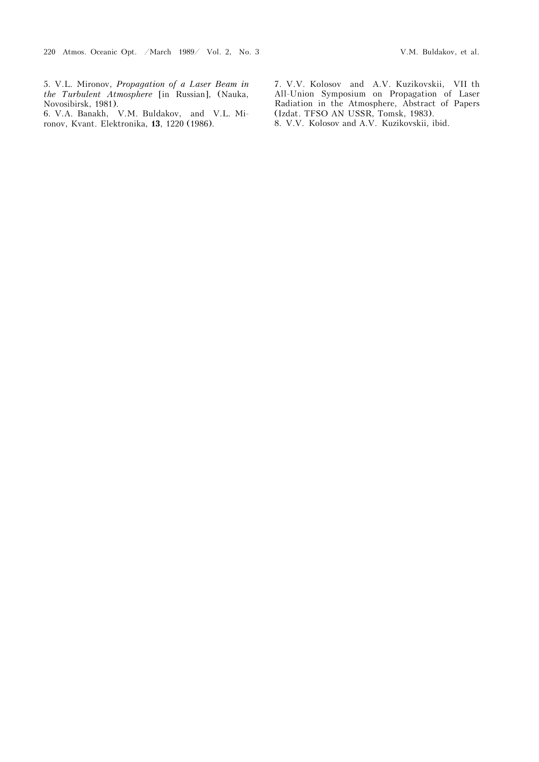5. V.L. Mironov, *Propagation of a Laser Beam in the Turbulent Atmosphere* [in Russian], (Nauka, Novosibirsk, 1981).

6. V.A. Banakh, V.M. Buldakov, and V.L. Mironov, Kvant. Elektronika, **13**, 1220 (1986).

7. V.V. Kolosov and A.V. Kuzikovskii, VII th All-Union Symposium on Propagation of Laser Radiation in the Atmosphere, Abstract of Papers (Izdat. TFSO AN USSR, Tomsk, 1983).

8. V.V. Kolosov and A.V. Kuzikovskii, ibid.